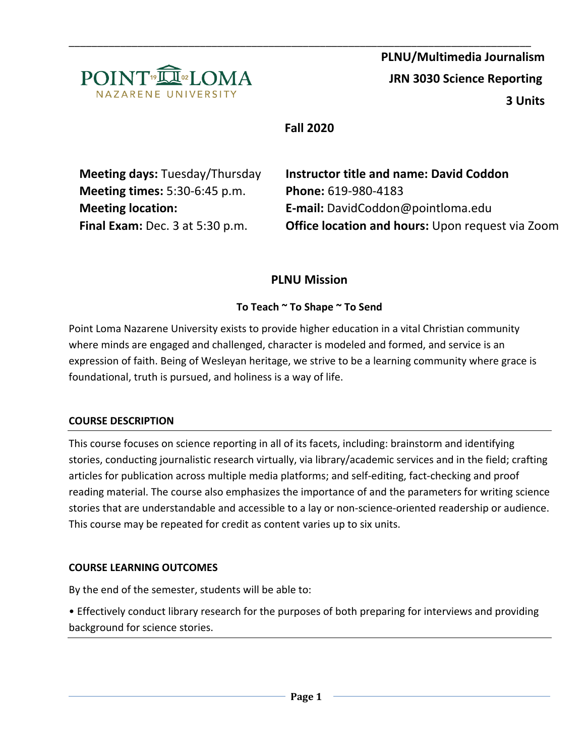**PLNU/Multimedia Journalism**

**JRN 3030 Science Reporting**

**3 Units**

**Fall 2020**

**Meeting days:** Tuesday/Thursday
**Meeting times:** 5:30-6:45 p.m.
**Meeting location:**
**Final Exam:** Dec. 3 at 5:30 p.m.

**Instructor title and name: David Coddon**
**Phone:** 619-980-4183
**E-mail:** DavidCoddon@pointloma.edu
**Office location and hours:** Upon request via Zoom

## PLNU Mission

### To Teach ~ To Shape ~ To Send

Point Loma Nazarene University exists to provide higher education in a vital Christian community where minds are engaged and challenged, character is modeled and formed, and service is an expression of faith. Being of Wesleyan heritage, we strive to be a learning community where grace is foundational, truth is pursued, and holiness is a way of life.

### COURSE DESCRIPTION

This course focuses on science reporting in all of its facets, including: brainstorm and identifying stories, conducting journalistic research virtually, via library/academic services and in the field; crafting articles for publication across multiple media platforms; and self-editing, fact-checking and proof reading material. The course also emphasizes the importance of and the parameters for writing science stories that are understandable and accessible to a lay or non-science-oriented readership or audience. This course may be repeated for credit as content varies up to six units.

### COURSE LEARNING OUTCOMES

By the end of the semester, students will be able to:

• Effectively conduct library research for the purposes of both preparing for interviews and providing background for science stories.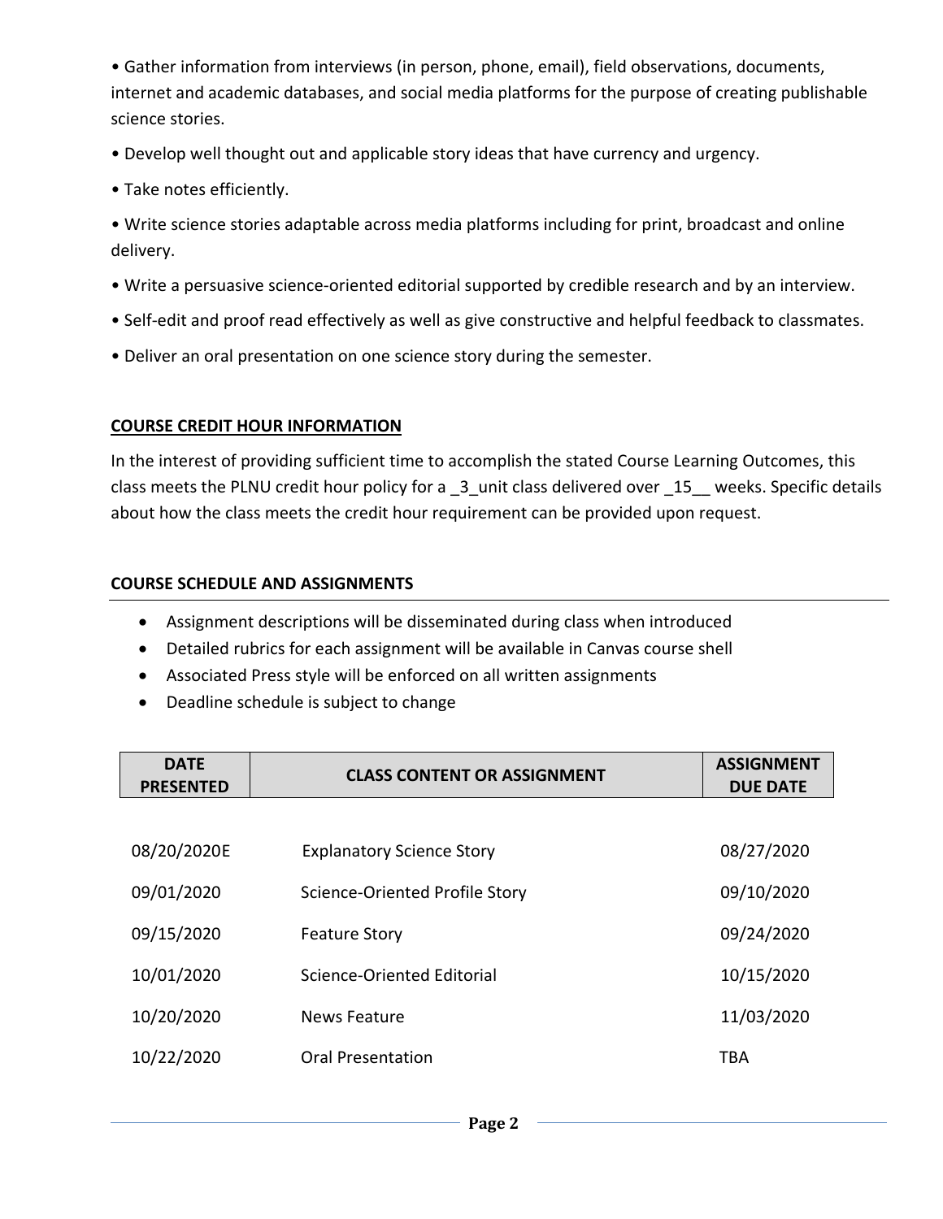• Gather information from interviews (in person, phone, email), field observations, documents, internet and academic databases, and social media platforms for the purpose of creating publishable science stories.

• Develop well thought out and applicable story ideas that have currency and urgency.

• Take notes efficiently.

• Write science stories adaptable across media platforms including for print, broadcast and online delivery.

• Write a persuasive science-oriented editorial supported by credible research and by an interview.

• Self-edit and proof read effectively as well as give constructive and helpful feedback to classmates.

• Deliver an oral presentation on one science story during the semester.

**COURSE CREDIT HOUR INFORMATION**

In the interest of providing sufficient time to accomplish the stated Course Learning Outcomes, this class meets the PLNU credit hour policy for a _3_unit class delivered over _15__ weeks. Specific details about how the class meets the credit hour requirement can be provided upon request.

**COURSE SCHEDULE AND ASSIGNMENTS**

- Assignment descriptions will be disseminated during class when introduced
- Detailed rubrics for each assignment will be available in Canvas course shell
- Associated Press style will be enforced on all written assignments
- Deadline schedule is subject to change

| DATE PRESENTED | CLASS CONTENT OR ASSIGNMENT | ASSIGNMENT DUE DATE |
|---|---|---|
| 08/20/2020E | Explanatory Science Story | 08/27/2020 |
| 09/01/2020 | Science-Oriented Profile Story | 09/10/2020 |
| 09/15/2020 | Feature Story | 09/24/2020 |
| 10/01/2020 | Science-Oriented Editorial | 10/15/2020 |
| 10/20/2020 | News Feature | 11/03/2020 |
| 10/22/2020 | Oral Presentation | TBA |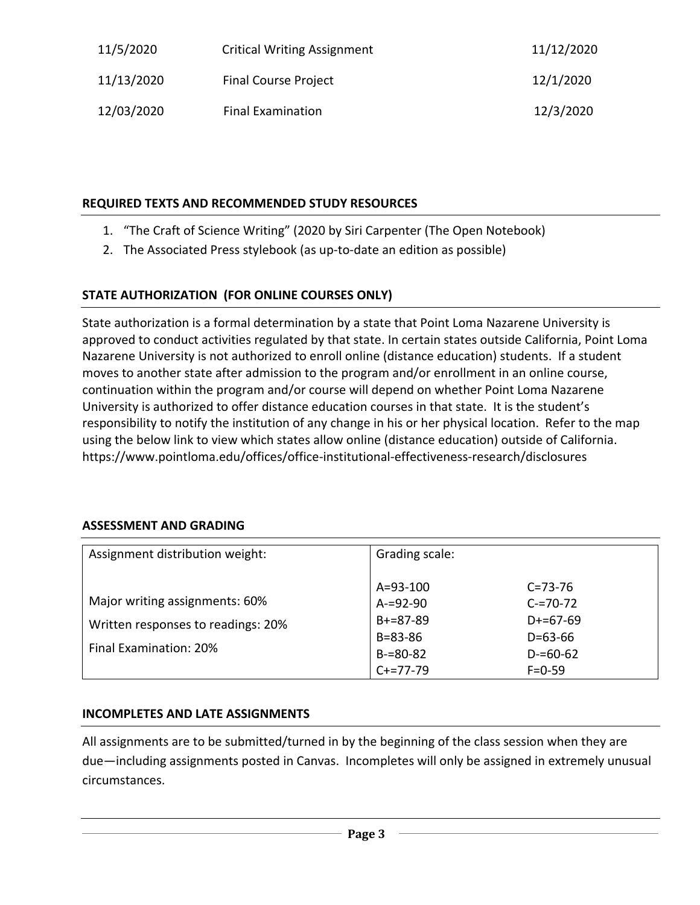| | | |
|---|---|---|
| 11/5/2020 | Critical Writing Assignment | 11/12/2020 |
| 11/13/2020 | Final Course Project | 12/1/2020 |
| 12/03/2020 | Final Examination | 12/3/2020 |

## REQUIRED TEXTS AND RECOMMENDED STUDY RESOURCES

1. "The Craft of Science Writing" (2020 by Siri Carpenter (The Open Notebook)
2. The Associated Press stylebook (as up-to-date an edition as possible)

## STATE AUTHORIZATION (FOR ONLINE COURSES ONLY)

State authorization is a formal determination by a state that Point Loma Nazarene University is approved to conduct activities regulated by that state. In certain states outside California, Point Loma Nazarene University is not authorized to enroll online (distance education) students. If a student moves to another state after admission to the program and/or enrollment in an online course, continuation within the program and/or course will depend on whether Point Loma Nazarene University is authorized to offer distance education courses in that state. It is the student's responsibility to notify the institution of any change in his or her physical location. Refer to the map using the below link to view which states allow online (distance education) outside of California. https://www.pointloma.edu/offices/office-institutional-effectiveness-research/disclosures

## ASSESSMENT AND GRADING

| Assignment distribution weight: | Grading scale: | |
|---|---|---|
| Major writing assignments: 60% | A=93-100 | C=73-76 |
| Written responses to readings: 20% | A-=92-90 | C-=70-72 |
| Final Examination: 20% | B+=87-89 | D+=67-69 |
| | B=83-86 | D=63-66 |
| | B-=80-82 | D-=60-62 |
| | C+=77-79 | F=0-59 |

## INCOMPLETES AND LATE ASSIGNMENTS

All assignments are to be submitted/turned in by the beginning of the class session when they are due—including assignments posted in Canvas. Incompletes will only be assigned in extremely unusual circumstances.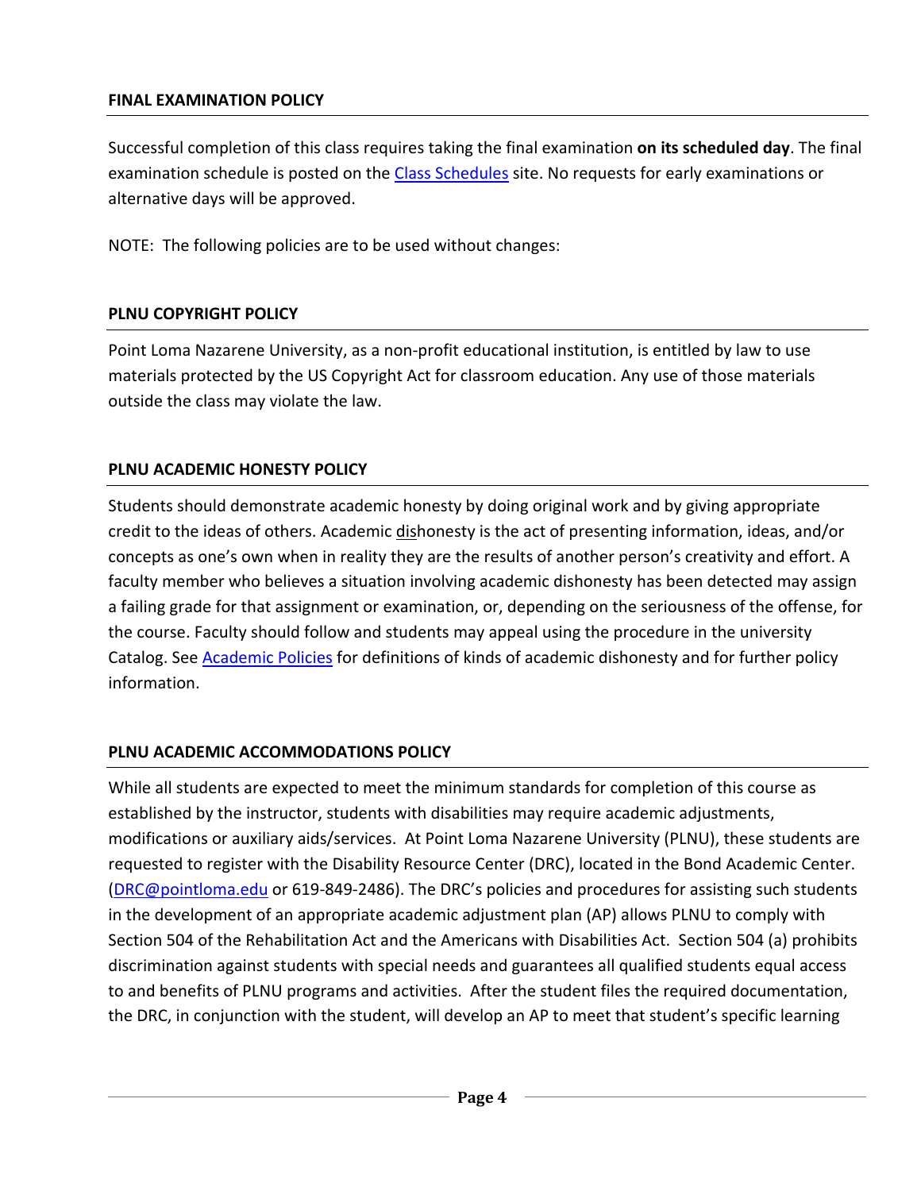### FINAL EXAMINATION POLICY

Successful completion of this class requires taking the final examination **on its scheduled day**. The final examination schedule is posted on the [Class Schedules](Class Schedules) site. No requests for early examinations or alternative days will be approved.

NOTE: The following policies are to be used without changes:

### PLNU COPYRIGHT POLICY

Point Loma Nazarene University, as a non-profit educational institution, is entitled by law to use materials protected by the US Copyright Act for classroom education. Any use of those materials outside the class may violate the law.

### PLNU ACADEMIC HONESTY POLICY

Students should demonstrate academic honesty by doing original work and by giving appropriate credit to the ideas of others. Academic dishonesty is the act of presenting information, ideas, and/or concepts as one's own when in reality they are the results of another person's creativity and effort. A faculty member who believes a situation involving academic dishonesty has been detected may assign a failing grade for that assignment or examination, or, depending on the seriousness of the offense, for the course. Faculty should follow and students may appeal using the procedure in the university Catalog. See [Academic Policies](Academic Policies) for definitions of kinds of academic dishonesty and for further policy information.

### PLNU ACADEMIC ACCOMMODATIONS POLICY

While all students are expected to meet the minimum standards for completion of this course as established by the instructor, students with disabilities may require academic adjustments, modifications or auxiliary aids/services. At Point Loma Nazarene University (PLNU), these students are requested to register with the Disability Resource Center (DRC), located in the Bond Academic Center. (DRC@pointloma.edu or 619-849-2486). The DRC's policies and procedures for assisting such students in the development of an appropriate academic adjustment plan (AP) allows PLNU to comply with Section 504 of the Rehabilitation Act and the Americans with Disabilities Act. Section 504 (a) prohibits discrimination against students with special needs and guarantees all qualified students equal access to and benefits of PLNU programs and activities. After the student files the required documentation, the DRC, in conjunction with the student, will develop an AP to meet that student's specific learning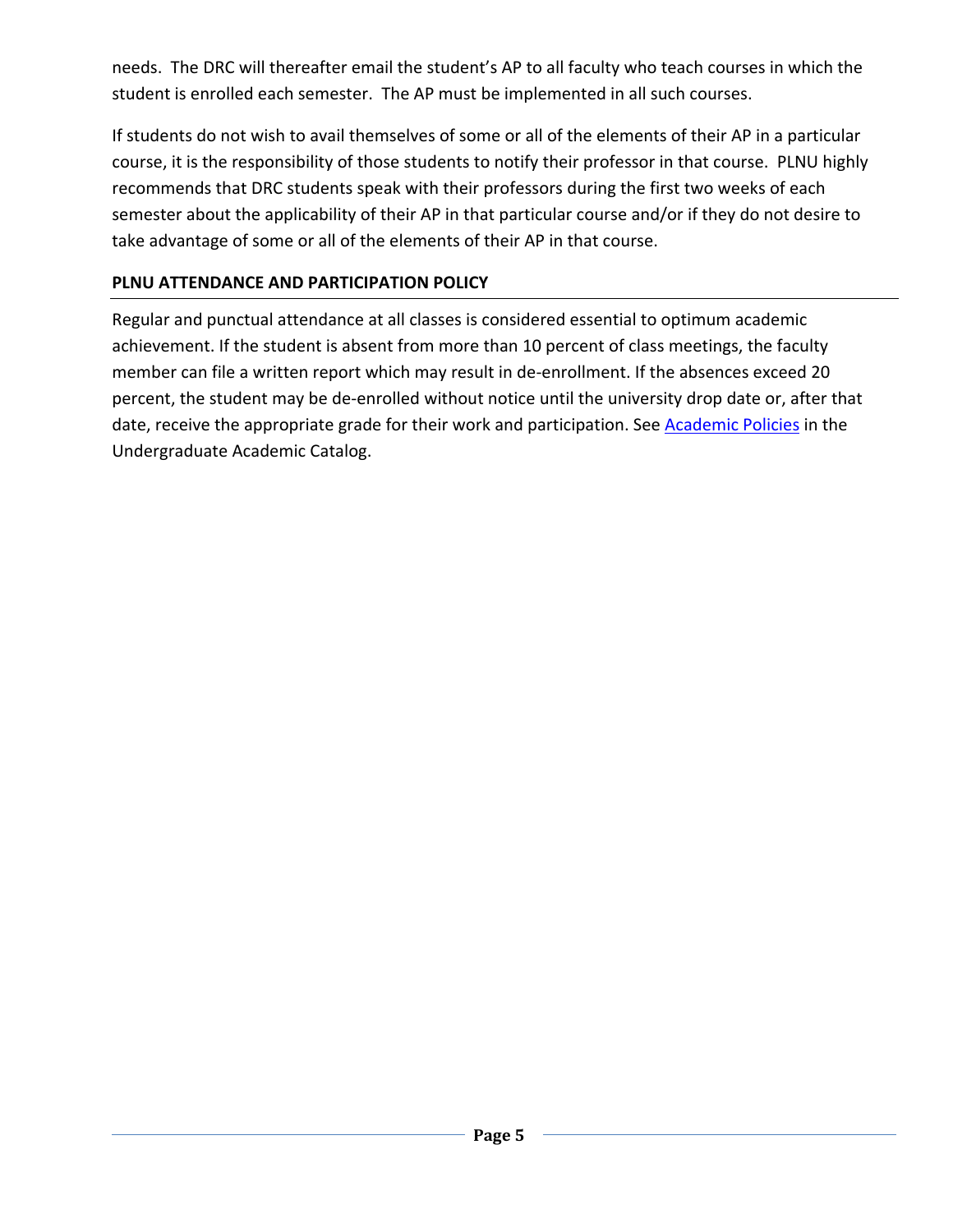needs. The DRC will thereafter email the student's AP to all faculty who teach courses in which the student is enrolled each semester. The AP must be implemented in all such courses.

If students do not wish to avail themselves of some or all of the elements of their AP in a particular course, it is the responsibility of those students to notify their professor in that course. PLNU highly recommends that DRC students speak with their professors during the first two weeks of each semester about the applicability of their AP in that particular course and/or if they do not desire to take advantage of some or all of the elements of their AP in that course.

## PLNU ATTENDANCE AND PARTICIPATION POLICY

Regular and punctual attendance at all classes is considered essential to optimum academic achievement. If the student is absent from more than 10 percent of class meetings, the faculty member can file a written report which may result in de-enrollment. If the absences exceed 20 percent, the student may be de-enrolled without notice until the university drop date or, after that date, receive the appropriate grade for their work and participation. See Academic Policies in the Undergraduate Academic Catalog.